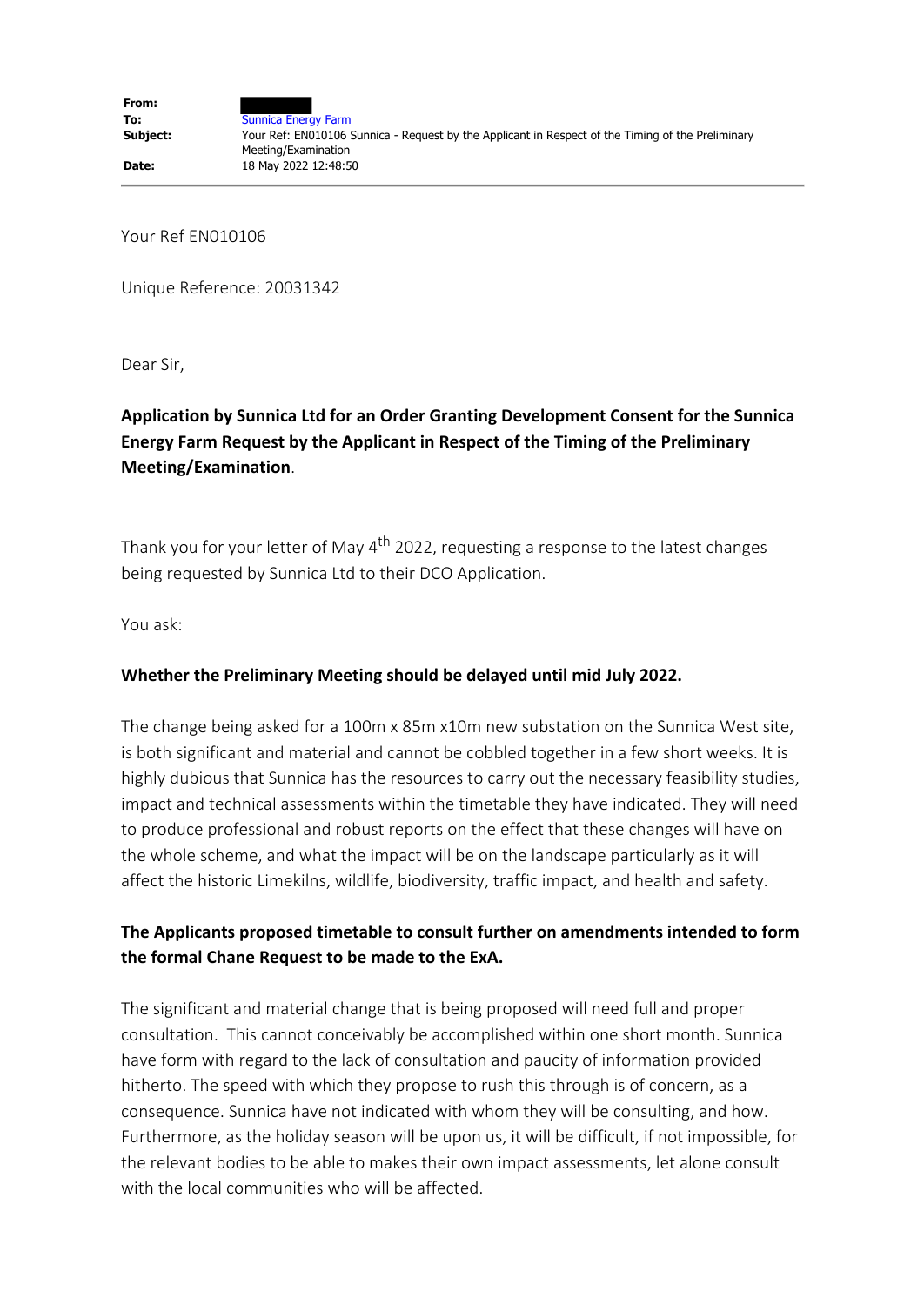| | |
|---|---|
| **From:** | |
| **To:** | Sunnica Energy Farm |
| **Subject:** | Your Ref: EN010106 Sunnica - Request by the Applicant in Respect of the Timing of the Preliminary Meeting/Examination |
| **Date:** | 18 May 2022 12:48:50 |

Your Ref EN010106

Unique Reference: 20031342

Dear Sir,

**Application by Sunnica Ltd for an Order Granting Development Consent for the Sunnica Energy Farm Request by the Applicant in Respect of the Timing of the Preliminary Meeting/Examination**.

Thank you for your letter of May 4th 2022, requesting a response to the latest changes being requested by Sunnica Ltd to their DCO Application.

You ask:

**Whether the Preliminary Meeting should be delayed until mid July 2022.**

The change being asked for a 100m x 85m x10m new substation on the Sunnica West site, is both significant and material and cannot be cobbled together in a few short weeks. It is highly dubious that Sunnica has the resources to carry out the necessary feasibility studies, impact and technical assessments within the timetable they have indicated. They will need to produce professional and robust reports on the effect that these changes will have on the whole scheme, and what the impact will be on the landscape particularly as it will affect the historic Limekilns, wildlife, biodiversity, traffic impact, and health and safety.

**The Applicants proposed timetable to consult further on amendments intended to form the formal Chane Request to be made to the ExA.**

The significant and material change that is being proposed will need full and proper consultation. This cannot conceivably be accomplished within one short month. Sunnica have form with regard to the lack of consultation and paucity of information provided hitherto. The speed with which they propose to rush this through is of concern, as a consequence. Sunnica have not indicated with whom they will be consulting, and how. Furthermore, as the holiday season will be upon us, it will be difficult, if not impossible, for the relevant bodies to be able to makes their own impact assessments, let alone consult with the local communities who will be affected.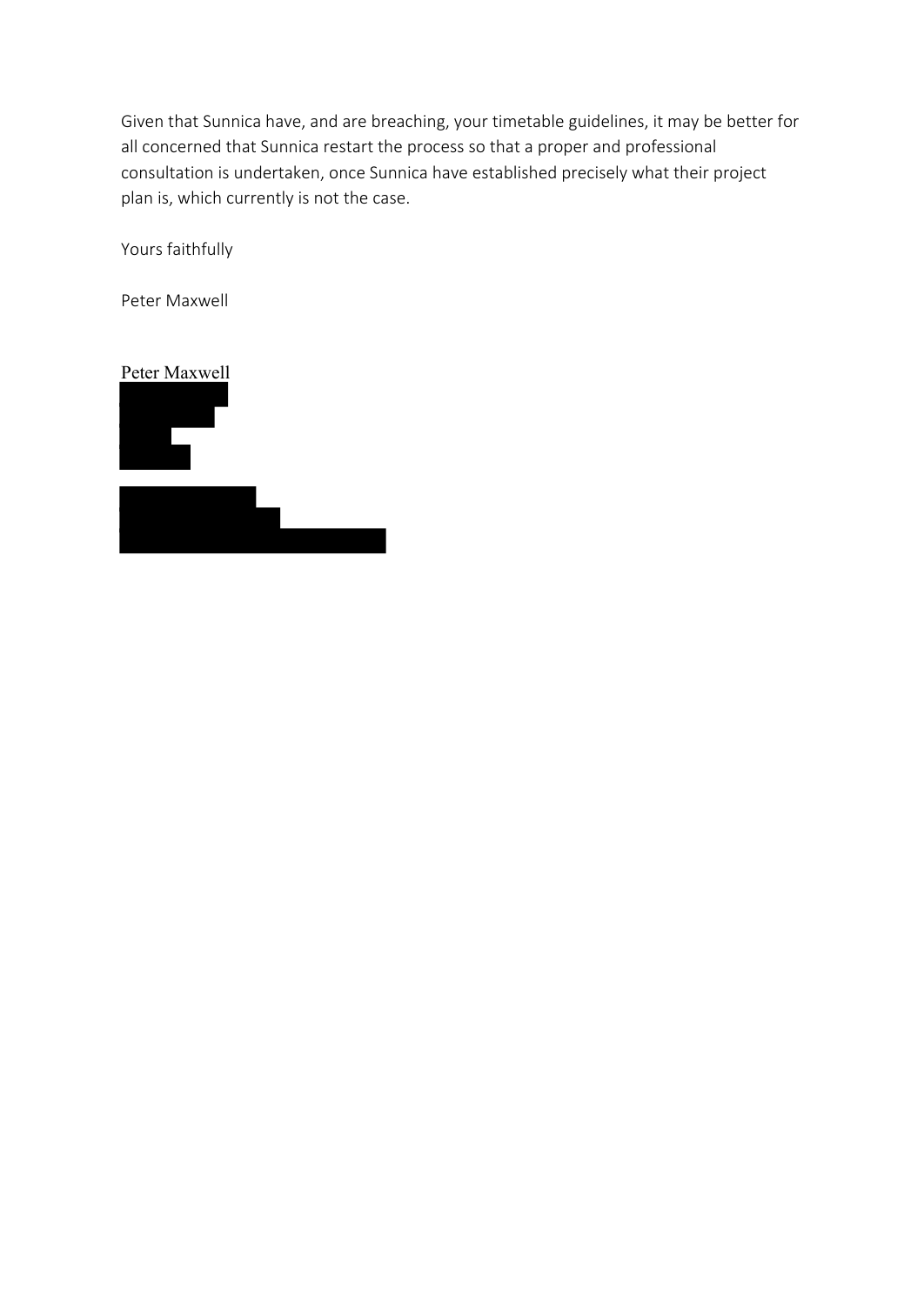Given that Sunnica have, and are breaching, your timetable guidelines, it may be better for all concerned that Sunnica restart the process so that a proper and professional consultation is undertaken, once Sunnica have established precisely what their project plan is, which currently is not the case.

Yours faithfully

Peter Maxwell

Peter Maxwell